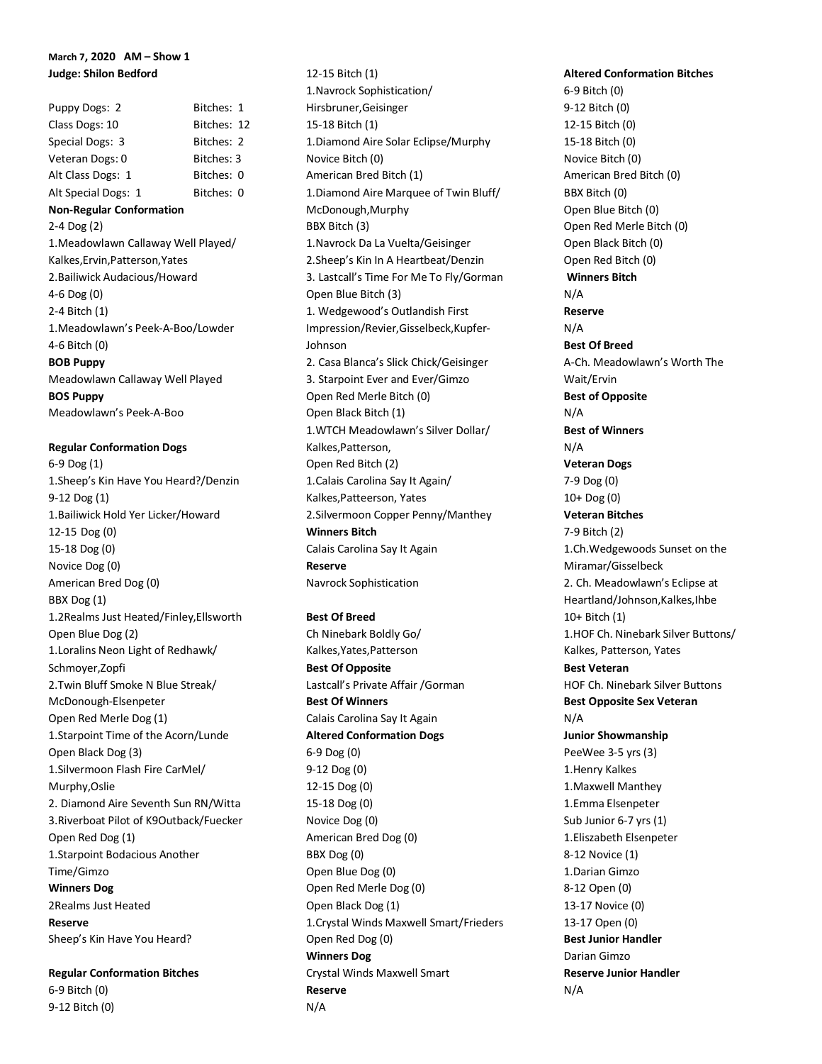**March 7, 2020 AM – Show 1**
**Judge: Shilon Bedford**

| | |
|---|---|
| Puppy Dogs: 2 | Bitches: 1 |
| Class Dogs: 10 | Bitches: 12 |
| Special Dogs: 3 | Bitches: 2 |
| Veteran Dogs: 0 | Bitches: 3 |
| Alt Class Dogs: 1 | Bitches: 0 |
| Alt Special Dogs: 1 | Bitches: 0 |

**Non-Regular Conformation**
2-4 Dog (2)
1.Meadowlawn Callaway Well Played/Kalkes,Ervin,Patterson,Yates
2.Bailiwick Audacious/Howard
4-6 Dog (0)
2-4 Bitch (1)
1.Meadowlawn's Peek-A-Boo/Lowder
4-6 Bitch (0)
**BOB Puppy**
Meadowlawn Callaway Well Played
**BOS Puppy**
Meadowlawn's Peek-A-Boo

**Regular Conformation Dogs**
6-9 Dog (1)
1.Sheep's Kin Have You Heard?/Denzin
9-12 Dog (1)
1.Bailiwick Hold Yer Licker/Howard
12-15 Dog (0)
15-18 Dog (0)
Novice Dog (0)
American Bred Dog (0)
BBX Dog (1)
1.2Realms Just Heated/Finley,Ellsworth
Open Blue Dog (2)
1.Loralins Neon Light of Redhawk/Schmoyer,Zopfi
2.Twin Bluff Smoke N Blue Streak/McDonough-Elsenpeter
Open Red Merle Dog (1)
1.Starpoint Time of the Acorn/Lunde
Open Black Dog (3)
1.Silvermoon Flash Fire CarMel/Murphy,Oslie
2. Diamond Aire Seventh Sun RN/Witta
3.Riverboat Pilot of K9Outback/Fuecker
Open Red Dog (1)
1.Starpoint Bodacious Another Time/Gimzo
**Winners Dog**
2Realms Just Heated
**Reserve**
Sheep's Kin Have You Heard?

**Regular Conformation Bitches**
6-9 Bitch (0)
9-12 Bitch (0)
12-15 Bitch (1)
1.Navrock Sophistication/Hirsbruner,Geisinger
15-18 Bitch (1)
1.Diamond Aire Solar Eclipse/Murphy
Novice Bitch (0)
American Bred Bitch (1)
1.Diamond Aire Marquee of Twin Bluff/McDonough,Murphy
BBX Bitch (3)
1.Navrock Da La Vuelta/Geisinger
2.Sheep's Kin In A Heartbeat/Denzin
3. Lastcall's Time For Me To Fly/Gorman
Open Blue Bitch (3)
1. Wedgewood's Outlandish First Impression/Revier,Gisselbeck,Kupfer-Johnson
2. Casa Blanca's Slick Chick/Geisinger
3. Starpoint Ever and Ever/Gimzo
Open Red Merle Bitch (0)
Open Black Bitch (1)
1.WTCH Meadowlawn's Silver Dollar/Kalkes,Patterson,
Open Red Bitch (2)
1.Calais Carolina Say It Again/Kalkes,Patteerson, Yates
2.Silvermoon Copper Penny/Manthey
**Winners Bitch**
Calais Carolina Say It Again
**Reserve**
Navrock Sophistication

**Best Of Breed**
Ch Ninebark Boldly Go/Kalkes,Yates,Patterson
**Best Of Opposite**
Lastcall's Private Affair /Gorman
**Best Of Winners**
Calais Carolina Say It Again

**Altered Conformation Dogs**
6-9 Dog (0)
9-12 Dog (0)
12-15 Dog (0)
15-18 Dog (0)
Novice Dog (0)
American Bred Dog (0)
BBX Dog (0)
Open Blue Dog (0)
Open Red Merle Dog (0)
Open Black Dog (1)
1.Crystal Winds Maxwell Smart/Frieders
Open Red Dog (0)
**Winners Dog**
Crystal Winds Maxwell Smart
**Reserve**
N/A

**Altered Conformation Bitches**
6-9 Bitch (0)
9-12 Bitch (0)
12-15 Bitch (0)
15-18 Bitch (0)
Novice Bitch (0)
American Bred Bitch (0)
BBX Bitch (0)
Open Blue Bitch (0)
Open Red Merle Bitch (0)
Open Black Bitch (0)
Open Red Bitch (0)
**Winners Bitch**
N/A
**Reserve**
N/A
**Best Of Breed**
A-Ch. Meadowlawn's Worth The Wait/Ervin
**Best of Opposite**
N/A
**Best of Winners**
N/A

**Veteran Dogs**
7-9 Dog (0)
10+ Dog (0)

**Veteran Bitches**
7-9 Bitch (2)
1.Ch.Wedgewoods Sunset on the Miramar/Gisselbeck
2. Ch. Meadowlawn's Eclipse at Heartland/Johnson,Kalkes,Ihbe
10+ Bitch (1)
1.HOF Ch. Ninebark Silver Buttons/Kalkes, Patterson, Yates
**Best Veteran**
HOF Ch. Ninebark Silver Buttons
**Best Opposite Sex Veteran**
N/A

**Junior Showmanship**
PeeWee 3-5 yrs (3)
1.Henry Kalkes
1.Maxwell Manthey
1.Emma Elsenpeter
Sub Junior 6-7 yrs (1)
1.Eliszabeth Elsenpeter
8-12 Novice (1)
1.Darian Gimzo
8-12 Open (0)
13-17 Novice (0)
13-17 Open (0)
**Best Junior Handler**
Darian Gimzo
**Reserve Junior Handler**
N/A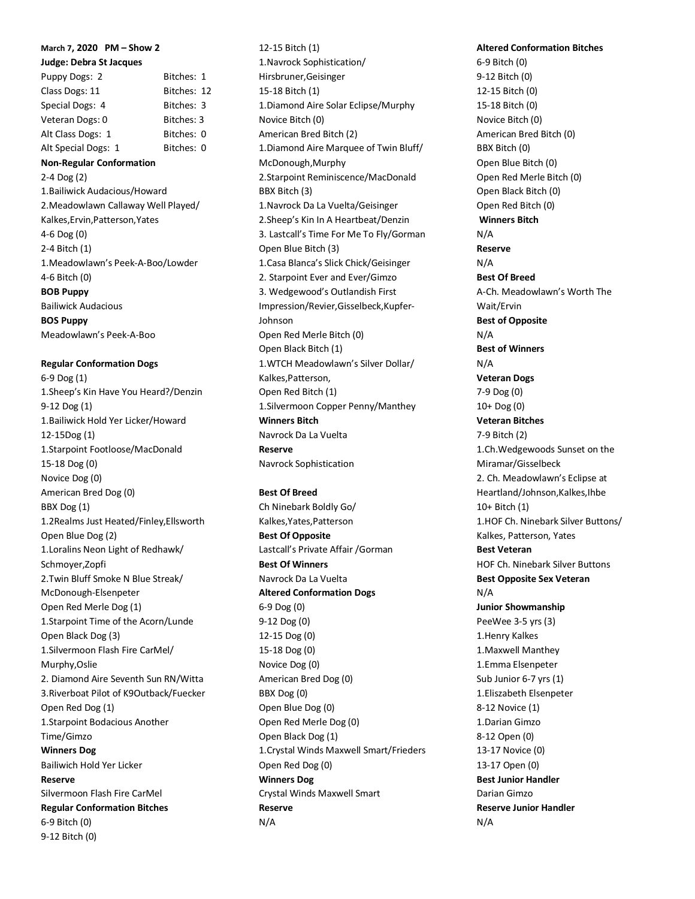**March 7, 2020 PM – Show 2**

**Judge: Debra St Jacques**

| | |
|---|---|
| Puppy Dogs: 2 | Bitches: 1 |
| Class Dogs: 11 | Bitches: 12 |
| Special Dogs: 4 | Bitches: 3 |
| Veteran Dogs: 0 | Bitches: 3 |
| Alt Class Dogs: 1 | Bitches: 0 |
| Alt Special Dogs: 1 | Bitches: 0 |

**Non-Regular Conformation**

2-4 Dog (2)
1.Bailiwick Audacious/Howard
2.Meadowlawn Callaway Well Played/ Kalkes,Ervin,Patterson,Yates
4-6 Dog (0)
2-4 Bitch (1)
1.Meadowlawn's Peek-A-Boo/Lowder
4-6 Bitch (0)

**BOB Puppy**
Bailiwick Audacious

**BOS Puppy**
Meadowlawn's Peek-A-Boo

**Regular Conformation Dogs**

6-9 Dog (1)
1.Sheep's Kin Have You Heard?/Denzin
9-12 Dog (1)
1.Bailiwick Hold Yer Licker/Howard
12-15Dog (1)
1.Starpoint Footloose/MacDonald
15-18 Dog (0)
Novice Dog (0)
American Bred Dog (0)
BBX Dog (1)
1.2Realms Just Heated/Finley,Ellsworth
Open Blue Dog (2)
1.Loralins Neon Light of Redhawk/ Schmoyer,Zopfi
2.Twin Bluff Smoke N Blue Streak/ McDonough-Elsenpeter
Open Red Merle Dog (1)
1.Starpoint Time of the Acorn/Lunde
Open Black Dog (3)
1.Silvermoon Flash Fire CarMel/ Murphy,Oslie
2. Diamond Aire Seventh Sun RN/Witta
3.Riverboat Pilot of K9Outback/Fuecker
Open Red Dog (1)
1.Starpoint Bodacious Another Time/Gimzo

**Winners Dog**
Bailiwich Hold Yer Licker

**Reserve**
Silvermoon Flash Fire CarMel

**Regular Conformation Bitches**

6-9 Bitch (0)
9-12 Bitch (0)
12-15 Bitch (1)
1.Navrock Sophistication/ Hirsbruner,Geisinger
15-18 Bitch (1)
1.Diamond Aire Solar Eclipse/Murphy
Novice Bitch (0)
American Bred Bitch (2)
1.Diamond Aire Marquee of Twin Bluff/ McDonough,Murphy
2.Starpoint Reminiscence/MacDonald
BBX Bitch (3)
1.Navrock Da La Vuelta/Geisinger
2.Sheep's Kin In A Heartbeat/Denzin
3. Lastcall's Time For Me To Fly/Gorman
Open Blue Bitch (3)
1.Casa Blanca's Slick Chick/Geisinger
2. Starpoint Ever and Ever/Gimzo
3. Wedgewood's Outlandish First Impression/Revier,Gisselbeck,Kupfer-Johnson
Open Red Merle Bitch (0)
Open Black Bitch (1)
1.WTCH Meadowlawn's Silver Dollar/ Kalkes,Patterson,
Open Red Bitch (1)
1.Silvermoon Copper Penny/Manthey

**Winners Bitch**
Navrock Da La Vuelta

**Reserve**
Navrock Sophistication

**Best Of Breed**
Ch Ninebark Boldly Go/ Kalkes,Yates,Patterson

**Best Of Opposite**
Lastcall's Private Affair /Gorman

**Best Of Winners**
Navrock Da La Vuelta

**Altered Conformation Dogs**

6-9 Dog (0)
9-12 Dog (0)
12-15 Dog (0)
15-18 Dog (0)
Novice Dog (0)
American Bred Dog (0)
BBX Dog (0)
Open Blue Dog (0)
Open Red Merle Dog (0)
Open Black Dog (1)
1.Crystal Winds Maxwell Smart/Frieders
Open Red Dog (0)

**Winners Dog**
Crystal Winds Maxwell Smart

**Reserve**
N/A

**Altered Conformation Bitches**

6-9 Bitch (0)
9-12 Bitch (0)
12-15 Bitch (0)
15-18 Bitch (0)
Novice Bitch (0)
American Bred Bitch (0)
BBX Bitch (0)
Open Blue Bitch (0)
Open Red Merle Bitch (0)
Open Black Bitch (0)
Open Red Bitch (0)

**Winners Bitch**
N/A

**Reserve**
N/A

**Best Of Breed**
A-Ch. Meadowlawn's Worth The Wait/Ervin

**Best of Opposite**
N/A

**Best of Winners**
N/A

**Veteran Dogs**

7-9 Dog (0)
10+ Dog (0)

**Veteran Bitches**

7-9 Bitch (2)
1.Ch.Wedgewoods Sunset on the Miramar/Gisselbeck
2. Ch. Meadowlawn's Eclipse at Heartland/Johnson,Kalkes,Ihbe
10+ Bitch (1)
1.HOF Ch. Ninebark Silver Buttons/ Kalkes, Patterson, Yates

**Best Veteran**
HOF Ch. Ninebark Silver Buttons

**Best Opposite Sex Veteran**
N/A

**Junior Showmanship**

PeeWee 3-5 yrs (3)
1.Henry Kalkes
1.Maxwell Manthey
1.Emma Elsenpeter
Sub Junior 6-7 yrs (1)
1.Eliszabeth Elsenpeter
8-12 Novice (1)
1.Darian Gimzo
8-12 Open (0)
13-17 Novice (0)
13-17 Open (0)

**Best Junior Handler**
Darian Gimzo

**Reserve Junior Handler**
N/A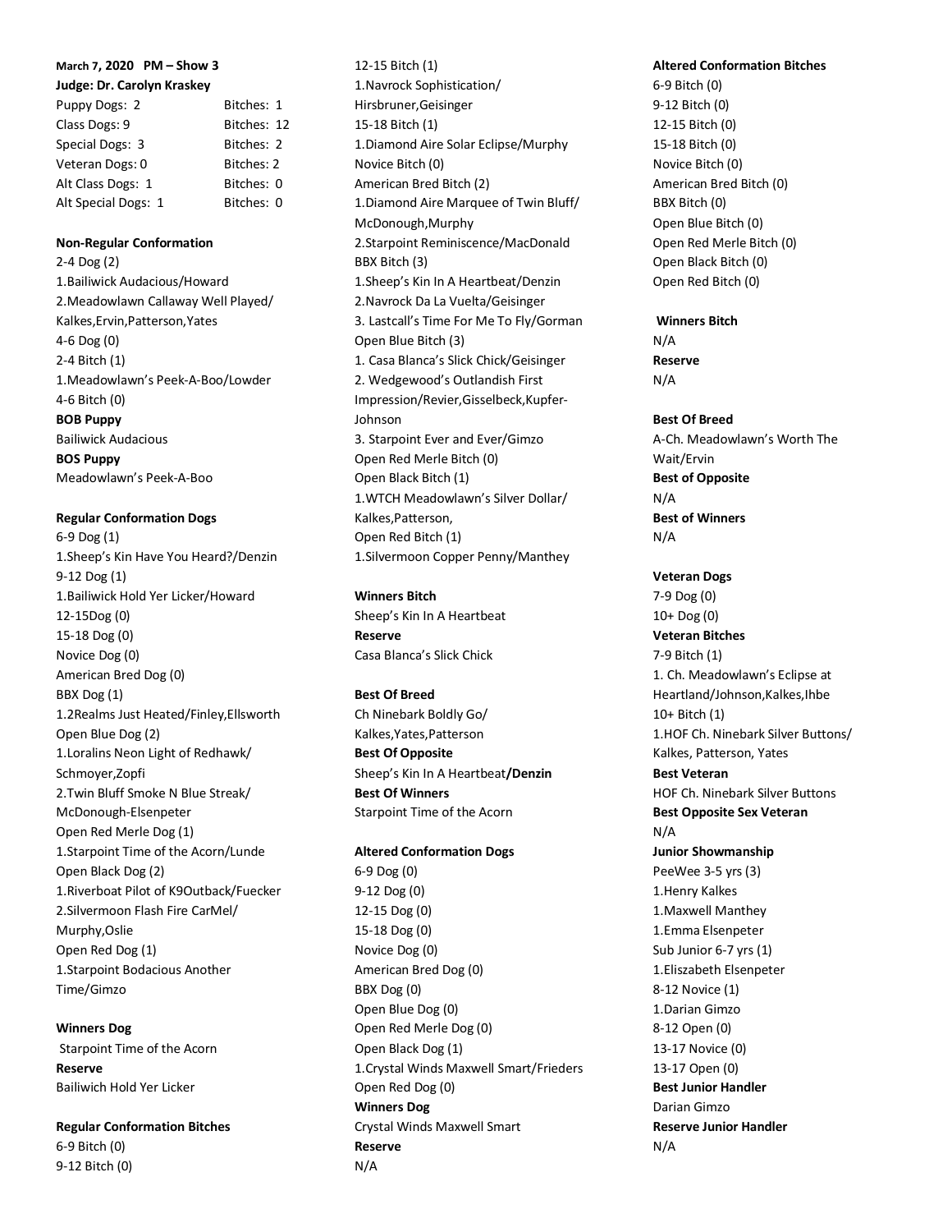**March 7, 2020 PM – Show 3**

**Judge: Dr. Carolyn Kraskey**

| | |
|---|---|
| Puppy Dogs: 2 | Bitches: 1 |
| Class Dogs: 9 | Bitches: 12 |
| Special Dogs: 3 | Bitches: 2 |
| Veteran Dogs: 0 | Bitches: 2 |
| Alt Class Dogs: 1 | Bitches: 0 |
| Alt Special Dogs: 1 | Bitches: 0 |

**Non-Regular Conformation**

2-4 Dog (2)
1.Bailiwick Audacious/Howard
2.Meadowlawn Callaway Well Played/Kalkes,Ervin,Patterson,Yates
4-6 Dog (0)
2-4 Bitch (1)
1.Meadowlawn's Peek-A-Boo/Lowder
4-6 Bitch (0)

**BOB Puppy**
Bailiwick Audacious

**BOS Puppy**
Meadowlawn's Peek-A-Boo

**Regular Conformation Dogs**

6-9 Dog (1)
1.Sheep's Kin Have You Heard?/Denzin
9-12 Dog (1)
1.Bailiwick Hold Yer Licker/Howard
12-15Dog (0)
15-18 Dog (0)
Novice Dog (0)
American Bred Dog (0)
BBX Dog (1)
1.2Realms Just Heated/Finley,Ellsworth
Open Blue Dog (2)
1.Loralins Neon Light of Redhawk/Schmoyer,Zopfi
2.Twin Bluff Smoke N Blue Streak/McDonough-Elsenpeter
Open Red Merle Dog (1)
1.Starpoint Time of the Acorn/Lunde
Open Black Dog (2)
1.Riverboat Pilot of K9Outback/Fuecker
2.Silvermoon Flash Fire CarMel/Murphy,Oslie
Open Red Dog (1)
1.Starpoint Bodacious Another Time/Gimzo

**Winners Dog**
Starpoint Time of the Acorn

**Reserve**
Bailiwich Hold Yer Licker

**Regular Conformation Bitches**

6-9 Bitch (0)
9-12 Bitch (0)
12-15 Bitch (1)
1.Navrock Sophistication/Hirsbruner,Geisinger
15-18 Bitch (1)
1.Diamond Aire Solar Eclipse/Murphy
Novice Bitch (0)
American Bred Bitch (2)
1.Diamond Aire Marquee of Twin Bluff/McDonough,Murphy
2.Starpoint Reminiscence/MacDonald
BBX Bitch (3)
1.Sheep's Kin In A Heartbeat/Denzin
2.Navrock Da La Vuelta/Geisinger
3. Lastcall's Time For Me To Fly/Gorman
Open Blue Bitch (3)
1. Casa Blanca's Slick Chick/Geisinger
2. Wedgewood's Outlandish First Impression/Revier,Gisselbeck,Kupfer-Johnson
3. Starpoint Ever and Ever/Gimzo
Open Red Merle Bitch (0)
Open Black Bitch (1)
1.WTCH Meadowlawn's Silver Dollar/Kalkes,Patterson,
Open Red Bitch (1)
1.Silvermoon Copper Penny/Manthey

**Winners Bitch**
Sheep's Kin In A Heartbeat

**Reserve**
Casa Blanca's Slick Chick

**Best Of Breed**
Ch Ninebark Boldly Go/Kalkes,Yates,Patterson

**Best Of Opposite**
Sheep's Kin In A Heartbeat**/Denzin**

**Best Of Winners**
Starpoint Time of the Acorn

**Altered Conformation Dogs**

6-9 Dog (0)
9-12 Dog (0)
12-15 Dog (0)
15-18 Dog (0)
Novice Dog (0)
American Bred Dog (0)
BBX Dog (0)
Open Blue Dog (0)
Open Red Merle Dog (0)
Open Black Dog (1)
1.Crystal Winds Maxwell Smart/Frieders
Open Red Dog (0)

**Winners Dog**
Crystal Winds Maxwell Smart

**Reserve**
N/A

**Altered Conformation Bitches**

6-9 Bitch (0)
9-12 Bitch (0)
12-15 Bitch (0)
15-18 Bitch (0)
Novice Bitch (0)
American Bred Bitch (0)
BBX Bitch (0)
Open Blue Bitch (0)
Open Red Merle Bitch (0)
Open Black Bitch (0)
Open Red Bitch (0)

**Winners Bitch**
N/A

**Reserve**
N/A

**Best Of Breed**
A-Ch. Meadowlawn's Worth The Wait/Ervin

**Best of Opposite**
N/A

**Best of Winners**
N/A

**Veteran Dogs**

7-9 Dog (0)
10+ Dog (0)

**Veteran Bitches**

7-9 Bitch (1)
1. Ch. Meadowlawn's Eclipse at Heartland/Johnson,Kalkes,Ihbe
10+ Bitch (1)
1.HOF Ch. Ninebark Silver Buttons/Kalkes, Patterson, Yates

**Best Veteran**
HOF Ch. Ninebark Silver Buttons

**Best Opposite Sex Veteran**
N/A

**Junior Showmanship**

PeeWee 3-5 yrs (3)
1.Henry Kalkes
1.Maxwell Manthey
1.Emma Elsenpeter
Sub Junior 6-7 yrs (1)
1.Eliszabeth Elsenpeter
8-12 Novice (1)
1.Darian Gimzo
8-12 Open (0)
13-17 Novice (0)
13-17 Open (0)

**Best Junior Handler**
Darian Gimzo

**Reserve Junior Handler**
N/A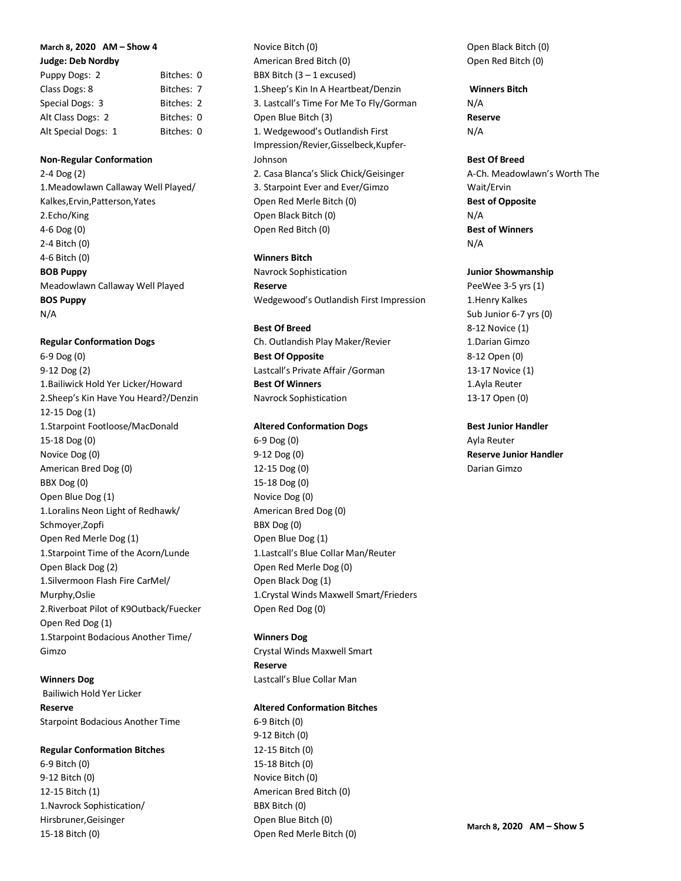**March 8, 2020 AM – Show 4**

**Judge: Deb Nordby**

| | |
|---|---|
| Puppy Dogs: 2 | Bitches: 0 |
| Class Dogs: 8 | Bitches: 7 |
| Special Dogs: 3 | Bitches: 2 |
| Alt Class Dogs: 2 | Bitches: 0 |
| Alt Special Dogs: 1 | Bitches: 0 |

**Non-Regular Conformation**

2-4 Dog (2)
1.Meadowlawn Callaway Well Played/ Kalkes,Ervin,Patterson,Yates
2.Echo/King
4-6 Dog (0)
2-4 Bitch (0)
4-6 Bitch (0)

**BOB Puppy**
Meadowlawn Callaway Well Played
**BOS Puppy**
N/A

**Regular Conformation Dogs**

6-9 Dog (0)
9-12 Dog (2)
1.Bailiwick Hold Yer Licker/Howard
2.Sheep's Kin Have You Heard?/Denzin
12-15 Dog (1)
1.Starpoint Footloose/MacDonald
15-18 Dog (0)
Novice Dog (0)
American Bred Dog (0)
BBX Dog (0)
Open Blue Dog (1)
1.Loralins Neon Light of Redhawk/ Schmoyer,Zopfi
Open Red Merle Dog (1)
1.Starpoint Time of the Acorn/Lunde
Open Black Dog (2)
1.Silvermoon Flash Fire CarMel/ Murphy,Oslie
2.Riverboat Pilot of K9Outback/Fuecker
Open Red Dog (1)
1.Starpoint Bodacious Another Time/ Gimzo

**Winners Dog**
Bailiwich Hold Yer Licker
**Reserve**
Starpoint Bodacious Another Time

**Regular Conformation Bitches**

6-9 Bitch (0)
9-12 Bitch (0)
12-15 Bitch (1)
1.Navrock Sophistication/ Hirsbruner,Geisinger
15-18 Bitch (0)
Novice Bitch (0)
American Bred Bitch (0)
BBX Bitch (3 – 1 excused)
1.Sheep's Kin In A Heartbeat/Denzin
3. Lastcall's Time For Me To Fly/Gorman
Open Blue Bitch (3)
1. Wedgewood's Outlandish First Impression/Revier,Gisselbeck,Kupfer-Johnson
2. Casa Blanca's Slick Chick/Geisinger
3. Starpoint Ever and Ever/Gimzo
Open Red Merle Bitch (0)
Open Black Bitch (0)
Open Red Bitch (0)

**Winners Bitch**
Navrock Sophistication
**Reserve**
Wedgewood's Outlandish First Impression

**Best Of Breed**
Ch. Outlandish Play Maker/Revier
**Best Of Opposite**
Lastcall's Private Affair /Gorman
**Best Of Winners**
Navrock Sophistication

**Altered Conformation Dogs**

6-9 Dog (0)
9-12 Dog (0)
12-15 Dog (0)
15-18 Dog (0)
Novice Dog (0)
American Bred Dog (0)
BBX Dog (0)
Open Blue Dog (1)
1.Lastcall's Blue Collar Man/Reuter
Open Red Merle Dog (0)
Open Black Dog (1)
1.Crystal Winds Maxwell Smart/Frieders
Open Red Dog (0)

**Winners Dog**
Crystal Winds Maxwell Smart
**Reserve**
Lastcall's Blue Collar Man

**Altered Conformation Bitches**

6-9 Bitch (0)
9-12 Bitch (0)
12-15 Bitch (0)
15-18 Bitch (0)
Novice Bitch (0)
American Bred Bitch (0)
BBX Bitch (0)
Open Blue Bitch (0)
Open Red Merle Bitch (0)
Open Black Bitch (0)
Open Red Bitch (0)

**Winners Bitch**
N/A
**Reserve**
N/A

**Best Of Breed**
A-Ch. Meadowlawn's Worth The Wait/Ervin
**Best of Opposite**
N/A
**Best of Winners**
N/A

**Junior Showmanship**

PeeWee 3-5 yrs (1)
1.Henry Kalkes
Sub Junior 6-7 yrs (0)
8-12 Novice (1)
1.Darian Gimzo
8-12 Open (0)
13-17 Novice (1)
1.Ayla Reuter
13-17 Open (0)

**Best Junior Handler**
Ayla Reuter
**Reserve Junior Handler**
Darian Gimzo

**March 8, 2020 AM – Show 5**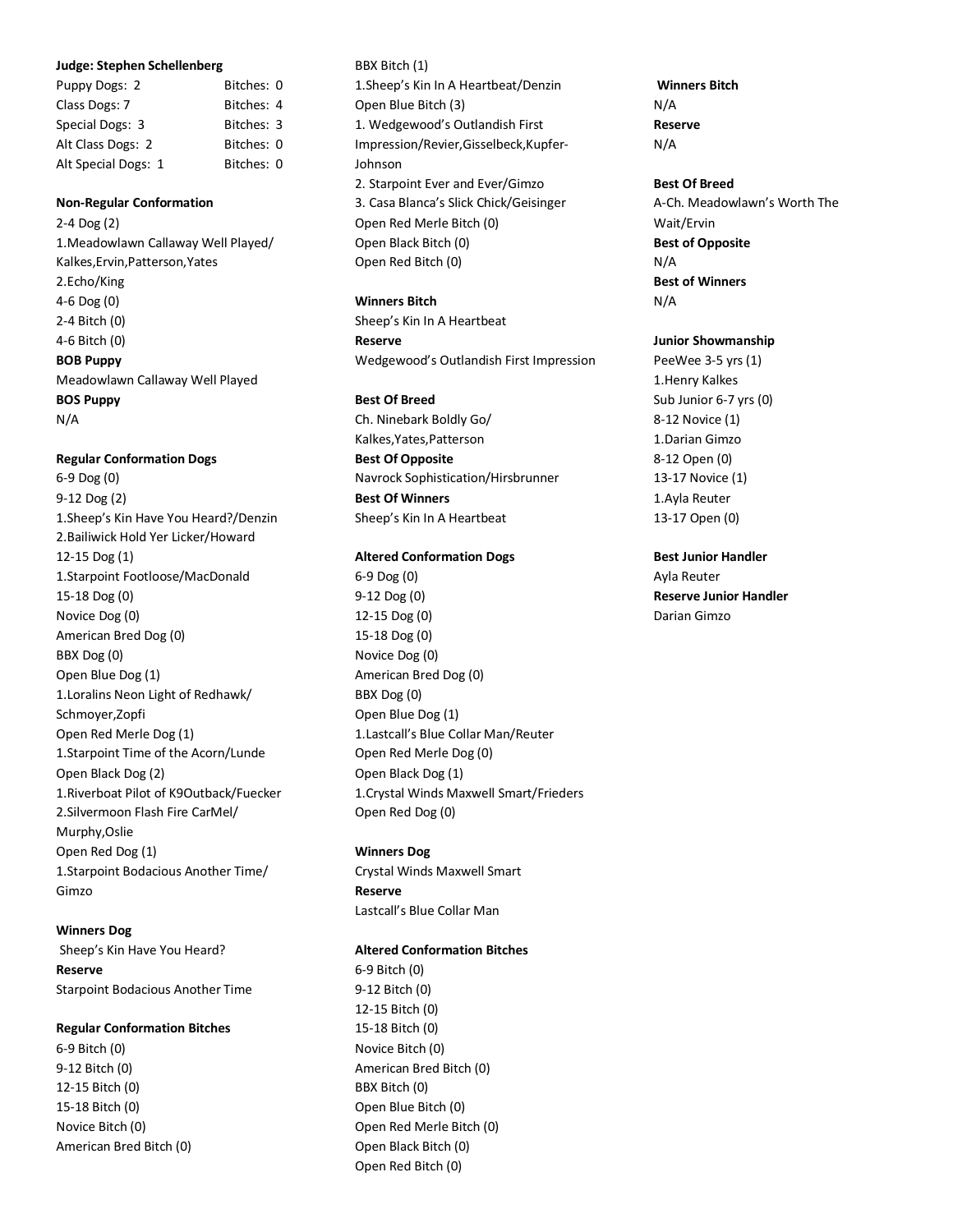**Judge: Stephen Schellenberg**

| | |
|---|---|
| Puppy Dogs: 2 | Bitches: 0 |
| Class Dogs: 7 | Bitches: 4 |
| Special Dogs: 3 | Bitches: 3 |
| Alt Class Dogs: 2 | Bitches: 0 |
| Alt Special Dogs: 1 | Bitches: 0 |

**Non-Regular Conformation**

2-4 Dog (2)
1.Meadowlawn Callaway Well Played/ Kalkes,Ervin,Patterson,Yates
2.Echo/King
4-6 Dog (0)
2-4 Bitch (0)
4-6 Bitch (0)

**BOB Puppy**
Meadowlawn Callaway Well Played

**BOS Puppy**
N/A

**Regular Conformation Dogs**

6-9 Dog (0)
9-12 Dog (2)
1.Sheep's Kin Have You Heard?/Denzin
2.Bailiwick Hold Yer Licker/Howard
12-15 Dog (1)
1.Starpoint Footloose/MacDonald
15-18 Dog (0)
Novice Dog (0)
American Bred Dog (0)
BBX Dog (0)
Open Blue Dog (1)
1.Loralins Neon Light of Redhawk/ Schmoyer,Zopfi
Open Red Merle Dog (1)
1.Starpoint Time of the Acorn/Lunde
Open Black Dog (2)
1.Riverboat Pilot of K9Outback/Fuecker
2.Silvermoon Flash Fire CarMel/ Murphy,Oslie
Open Red Dog (1)
1.Starpoint Bodacious Another Time/ Gimzo

**Winners Dog**
Sheep's Kin Have You Heard?

**Reserve**
Starpoint Bodacious Another Time

**Regular Conformation Bitches**

6-9 Bitch (0)
9-12 Bitch (0)
12-15 Bitch (0)
15-18 Bitch (0)
Novice Bitch (0)
American Bred Bitch (0)
BBX Bitch (1)
1.Sheep's Kin In A Heartbeat/Denzin
Open Blue Bitch (3)
1. Wedgewood's Outlandish First Impression/Revier,Gisselbeck,Kupfer-Johnson
2. Starpoint Ever and Ever/Gimzo
3. Casa Blanca's Slick Chick/Geisinger
Open Red Merle Bitch (0)
Open Black Bitch (0)
Open Red Bitch (0)

**Winners Bitch**
Sheep's Kin In A Heartbeat

**Reserve**
Wedgewood's Outlandish First Impression

**Best Of Breed**
Ch. Ninebark Boldly Go/ Kalkes,Yates,Patterson

**Best Of Opposite**
Navrock Sophistication/Hirsbrunner

**Best Of Winners**
Sheep's Kin In A Heartbeat

**Altered Conformation Dogs**

6-9 Dog (0)
9-12 Dog (0)
12-15 Dog (0)
15-18 Dog (0)
Novice Dog (0)
American Bred Dog (0)
BBX Dog (0)
Open Blue Dog (1)
1.Lastcall's Blue Collar Man/Reuter
Open Red Merle Dog (0)
Open Black Dog (1)
1.Crystal Winds Maxwell Smart/Frieders
Open Red Dog (0)

**Winners Dog**
Crystal Winds Maxwell Smart

**Reserve**
Lastcall's Blue Collar Man

**Altered Conformation Bitches**

6-9 Bitch (0)
9-12 Bitch (0)
12-15 Bitch (0)
15-18 Bitch (0)
Novice Bitch (0)
American Bred Bitch (0)
BBX Bitch (0)
Open Blue Bitch (0)
Open Red Merle Bitch (0)
Open Black Bitch (0)
Open Red Bitch (0)

**Winners Bitch**
N/A

**Reserve**
N/A

**Best Of Breed**
A-Ch. Meadowlawn's Worth The Wait/Ervin

**Best of Opposite**
N/A

**Best of Winners**
N/A

**Junior Showmanship**

PeeWee 3-5 yrs (1)
1.Henry Kalkes
Sub Junior 6-7 yrs (0)
8-12 Novice (1)
1.Darian Gimzo
8-12 Open (0)
13-17 Novice (1)
1.Ayla Reuter
13-17 Open (0)

**Best Junior Handler**
Ayla Reuter

**Reserve Junior Handler**
Darian Gimzo